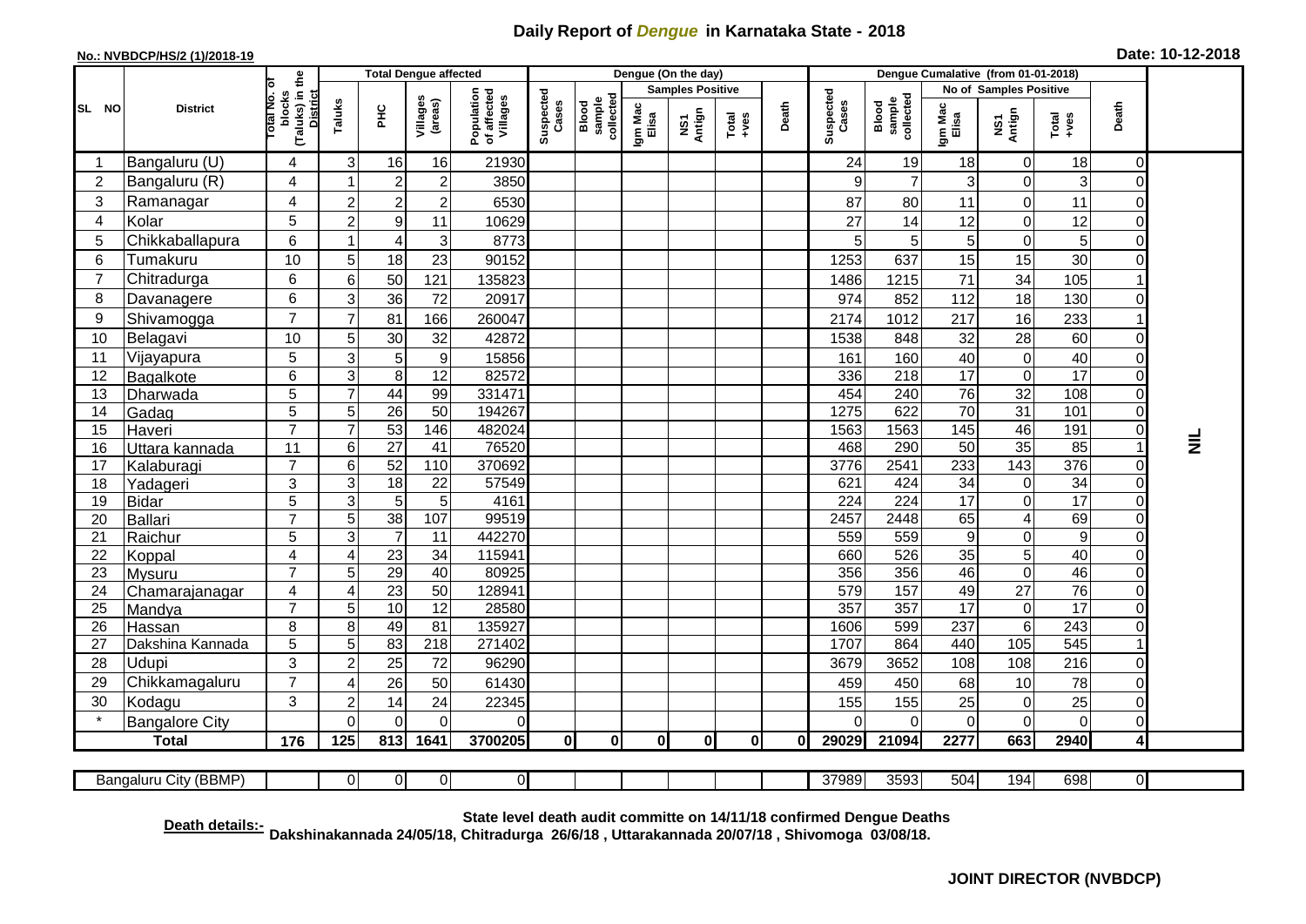# Daily Report of *Dengue* in Karnataka State - 2018

**No.: NVBDCP/HS/2 (1)/2018-19**

**Date: 10-12-2018**

| SL NO | District | Total No. of blocks (Taluks) in the District | Total Dengue affected | | | | Dengue (On the day) | | | | | | | Dengue Cumalative (from 01-01-2018) | | | | | | | |
|---|---|---|---|---|---|---|---|---|---|---|---|---|---|---|---|---|---|---|---|---|
| | | | Taluks | PHC | Villages (areas) | Population of affected Villages | Suspected Cases | Blood sample collected | Samples Positive | | | Death | Suspected Cases | Blood sample collected | No of Samples Positive | | | Death | |
| | | | | | | | | | Igm Mac Elisa | NS1 Antign | Total +ves | | | | Igm Mac Elisa | NS1 Antign | Total +ves | | |
| 1 | Bangaluru (U) | 4 | 3 | 16 | 16 | 21930 | | | | | | | 24 | 19 | 18 | 0 | 18 | 0 | NIL |
| 2 | Bangaluru (R) | 4 | 1 | 2 | 2 | 3850 | | | | | | | 9 | 7 | 3 | 0 | 3 | 0 | |
| 3 | Ramanagar | 4 | 2 | 2 | 2 | 6530 | | | | | | | 87 | 80 | 11 | 0 | 11 | 0 | |
| 4 | Kolar | 5 | 2 | 9 | 11 | 10629 | | | | | | | 27 | 14 | 12 | 0 | 12 | 0 | |
| 5 | Chikkaballapura | 6 | 1 | 4 | 3 | 8773 | | | | | | | 5 | 5 | 5 | 0 | 5 | 0 | |
| 6 | Tumakuru | 10 | 5 | 18 | 23 | 90152 | | | | | | | 1253 | 637 | 15 | 15 | 30 | 0 | |
| 7 | Chitradurga | 6 | 6 | 50 | 121 | 135823 | | | | | | | 1486 | 1215 | 71 | 34 | 105 | 1 | |
| 8 | Davanagere | 6 | 3 | 36 | 72 | 20917 | | | | | | | 974 | 852 | 112 | 18 | 130 | 0 | |
| 9 | Shivamogga | 7 | 7 | 81 | 166 | 260047 | | | | | | | 2174 | 1012 | 217 | 16 | 233 | 1 | |
| 10 | Belagavi | 10 | 5 | 30 | 32 | 42872 | | | | | | | 1538 | 848 | 32 | 28 | 60 | 0 | |
| 11 | Vijayapura | 5 | 3 | 5 | 9 | 15856 | | | | | | | 161 | 160 | 40 | 0 | 40 | 0 | |
| 12 | Bagalkote | 6 | 3 | 8 | 12 | 82572 | | | | | | | 336 | 218 | 17 | 0 | 17 | 0 | |
| 13 | Dharwada | 5 | 7 | 44 | 99 | 331471 | | | | | | | 454 | 240 | 76 | 32 | 108 | 0 | |
| 14 | Gadag | 5 | 5 | 26 | 50 | 194267 | | | | | | | 1275 | 622 | 70 | 31 | 101 | 0 | |
| 15 | Haveri | 7 | 7 | 53 | 146 | 482024 | | | | | | | 1563 | 1563 | 145 | 46 | 191 | 0 | |
| 16 | Uttara kannada | 11 | 6 | 27 | 41 | 76520 | | | | | | | 468 | 290 | 50 | 35 | 85 | 1 | |
| 17 | Kalaburagi | 7 | 6 | 52 | 110 | 370692 | | | | | | | 3776 | 2541 | 233 | 143 | 376 | 0 | |
| 18 | Yadageri | 3 | 3 | 18 | 22 | 57549 | | | | | | | 621 | 424 | 34 | 0 | 34 | 0 | |
| 19 | Bidar | 5 | 3 | 5 | 5 | 4161 | | | | | | | 224 | 224 | 17 | 0 | 17 | 0 | |
| 20 | Ballari | 7 | 5 | 38 | 107 | 99519 | | | | | | | 2457 | 2448 | 65 | 4 | 69 | 0 | |
| 21 | Raichur | 5 | 3 | 7 | 11 | 442270 | | | | | | | 559 | 559 | 9 | 0 | 9 | 0 | |
| 22 | Koppal | 4 | 4 | 23 | 34 | 115941 | | | | | | | 660 | 526 | 35 | 5 | 40 | 0 | |
| 23 | Mysuru | 7 | 5 | 29 | 40 | 80925 | | | | | | | 356 | 356 | 46 | 0 | 46 | 0 | |
| 24 | Chamarajanagar | 4 | 4 | 23 | 50 | 128941 | | | | | | | 579 | 157 | 49 | 27 | 76 | 0 | |
| 25 | Mandya | 7 | 5 | 10 | 12 | 28580 | | | | | | | 357 | 357 | 17 | 0 | 17 | 0 | |
| 26 | Hassan | 8 | 8 | 49 | 81 | 135927 | | | | | | | 1606 | 599 | 237 | 6 | 243 | 0 | |
| 27 | Dakshina Kannada | 5 | 5 | 83 | 218 | 271402 | | | | | | | 1707 | 864 | 440 | 105 | 545 | 1 | |
| 28 | Udupi | 3 | 2 | 25 | 72 | 96290 | | | | | | | 3679 | 3652 | 108 | 108 | 216 | 0 | |
| 29 | Chikkamagaluru | 7 | 4 | 26 | 50 | 61430 | | | | | | | 459 | 450 | 68 | 10 | 78 | 0 | |
| 30 | Kodagu | 3 | 2 | 14 | 24 | 22345 | | | | | | | 155 | 155 | 25 | 0 | 25 | 0 | |
| * | Bangalore City | | 0 | 0 | 0 | 0 | | | | | | | 0 | 0 | 0 | 0 | 0 | 0 | |
| **Total** | | **176** | **125** | **813** | **1641** | **3700205** | **0** | **0** | **0** | **0** | **0** | **0** | **29029** | **21094** | **2277** | **663** | **2940** | **4** | |

| Bangaluru City (BBMP) | | 0 | 0 | 0 | 0 | | | | | | | 37989 | 3593 | 504 | 194 | 698 | 0 | |
|---|---|---|---|---|---|---|---|---|---|---|---|---|---|---|---|---|---|---|

**Death details:-** **State level death audit committe on 14/11/18 confirmed Dengue Deaths Dakshinakannada 24/05/18, Chitradurga 26/6/18 , Uttarakannada 20/07/18 , Shivomoga 03/08/18.**

**JOINT DIRECTOR (NVBDCP)**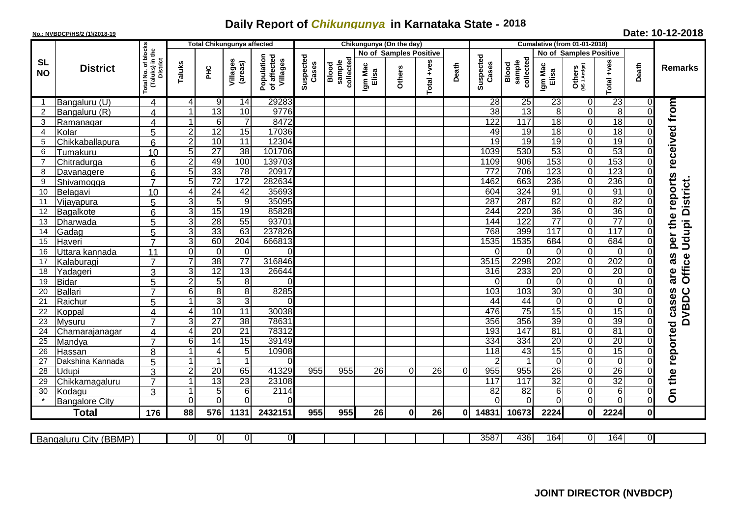# Daily Report of *Chikungunya* in Karnataka State - 2018

**No.: NVBDCP/HS/2 (1)/2018-19**

**Date: 10-12-2018**

| SL NO | District | Total No. of blocks (Taluks) in the District | Total Chikungunya affected | | | | Chikungunya (On the day) | | | | | | | Cumalative (from 01-01-2018) | | | | | | | Remarks |
|---|---|---|---|---|---|---|---|---|---|---|---|---|---|---|---|---|---|---|---|---|---|
| | | | Taluks | PHC | Villages (areas) | Population of affected Villages | Suspected Cases | Blood sample collected | No of Samples Positive | | | | Suspected Cases | Blood sample collected | No of Samples Positive | | | | | |
| | | | | | | | | | Igm Mac Elisa | Others | Total +ves | Death | | | Igm Mac Elisa | Others (NS 1 Antign) | Total +ves | Death | |
| 1 | Bangaluru (U) | 4 | 4 | 9 | 14 | 29283 | | | | | | | 28 | 25 | 23 | 0 | 23 | 0 | On the reported cases are as per the reports received from DVBDC Office Udupi District. |
| 2 | Bangaluru (R) | 4 | 1 | 13 | 10 | 9776 | | | | | | | 38 | 13 | 8 | 0 | 8 | 0 | |
| 3 | Ramanagar | 4 | 1 | 6 | 7 | 8472 | | | | | | | 122 | 117 | 18 | 0 | 18 | 0 | |
| 4 | Kolar | 5 | 2 | 12 | 15 | 17036 | | | | | | | 49 | 19 | 18 | 0 | 18 | 0 | |
| 5 | Chikkaballapura | 6 | 2 | 10 | 11 | 12304 | | | | | | | 19 | 19 | 19 | 0 | 19 | 0 | |
| 6 | Tumakuru | 10 | 5 | 27 | 38 | 101706 | | | | | | | 1039 | 530 | 53 | 0 | 53 | 0 | |
| 7 | Chitradurga | 6 | 2 | 49 | 100 | 139703 | | | | | | | 1109 | 906 | 153 | 0 | 153 | 0 | |
| 8 | Davanagere | 6 | 5 | 33 | 78 | 20917 | | | | | | | 772 | 706 | 123 | 0 | 123 | 0 | |
| 9 | Shivamogga | 7 | 5 | 72 | 172 | 282634 | | | | | | | 1462 | 663 | 236 | 0 | 236 | 0 | |
| 10 | Belagavi | 10 | 4 | 24 | 42 | 35693 | | | | | | | 604 | 324 | 91 | 0 | 91 | 0 | |
| 11 | Vijayapura | 5 | 3 | 5 | 9 | 35095 | | | | | | | 287 | 287 | 82 | 0 | 82 | 0 | |
| 12 | Bagalkote | 6 | 3 | 15 | 19 | 85828 | | | | | | | 244 | 220 | 36 | 0 | 36 | 0 | |
| 13 | Dharwada | 5 | 3 | 28 | 55 | 93701 | | | | | | | 144 | 122 | 77 | 0 | 77 | 0 | |
| 14 | Gadag | 5 | 3 | 33 | 63 | 237826 | | | | | | | 768 | 399 | 117 | 0 | 117 | 0 | |
| 15 | Haveri | 7 | 3 | 60 | 204 | 666813 | | | | | | | 1535 | 1535 | 684 | 0 | 684 | 0 | |
| 16 | Uttara kannada | 11 | 0 | 0 | 0 | 0 | | | | | | | 0 | 0 | 0 | 0 | 0 | 0 | |
| 17 | Kalaburagi | 7 | 7 | 38 | 77 | 316846 | | | | | | | 3515 | 2298 | 202 | 0 | 202 | 0 | |
| 18 | Yadageri | 3 | 3 | 12 | 13 | 26644 | | | | | | | 316 | 233 | 20 | 0 | 20 | 0 | |
| 19 | Bidar | 5 | 2 | 5 | 8 | 0 | | | | | | | 0 | 0 | 0 | 0 | 0 | 0 | |
| 20 | Ballari | 7 | 6 | 8 | 8 | 8285 | | | | | | | 103 | 103 | 30 | 0 | 30 | 0 | |
| 21 | Raichur | 5 | 1 | 3 | 3 | 0 | | | | | | | 44 | 44 | 0 | 0 | 0 | 0 | |
| 22 | Koppal | 4 | 4 | 10 | 11 | 30038 | | | | | | | 476 | 75 | 15 | 0 | 15 | 0 | |
| 23 | Mysuru | 7 | 3 | 27 | 38 | 78631 | | | | | | | 356 | 356 | 39 | 0 | 39 | 0 | |
| 24 | Chamarajanagar | 4 | 4 | 20 | 21 | 78312 | | | | | | | 193 | 147 | 81 | 0 | 81 | 0 | |
| 25 | Mandya | 7 | 6 | 14 | 15 | 39149 | | | | | | | 334 | 334 | 20 | 0 | 20 | 0 | |
| 26 | Hassan | 8 | 1 | 4 | 5 | 10908 | | | | | | | 118 | 43 | 15 | 0 | 15 | 0 | |
| 27 | Dakshina Kannada | 5 | 1 | 1 | 1 | 0 | | | | | | | 2 | 1 | 0 | 0 | 0 | 0 | |
| 28 | Udupi | 3 | 2 | 20 | 65 | 41329 | 955 | 955 | 26 | 0 | 26 | 0 | 955 | 955 | 26 | 0 | 26 | 0 | |
| 29 | Chikkamagaluru | 7 | 1 | 13 | 23 | 23108 | | | | | | | 117 | 117 | 32 | 0 | 32 | 0 | |
| 30 | Kodagu | 3 | 1 | 5 | 6 | 2114 | | | | | | | 82 | 82 | 6 | 0 | 6 | 0 | |
| * | Bangalore City | | 0 | 0 | 0 | 0 | | | | | | | 0 | 0 | 0 | 0 | 0 | 0 | |
| **Total** | | **176** | **88** | **576** | **1131** | **2432151** | **955** | **955** | **26** | **0** | **26** | **0** | **14831** | **10673** | **2224** | **0** | **2224** | **0** | |

| | | | | | | | | | | | | | | | | | | |
|---|---|---|---|---|---|---|---|---|---|---|---|---|---|---|---|---|---|---|
| Bangaluru City (BBMP) | | 0 | 0 | 0 | 0 | | | | | | | 3587 | 436 | 164 | 0 | 164 | 0 | |

**JOINT DIRECTOR (NVBDCP)**